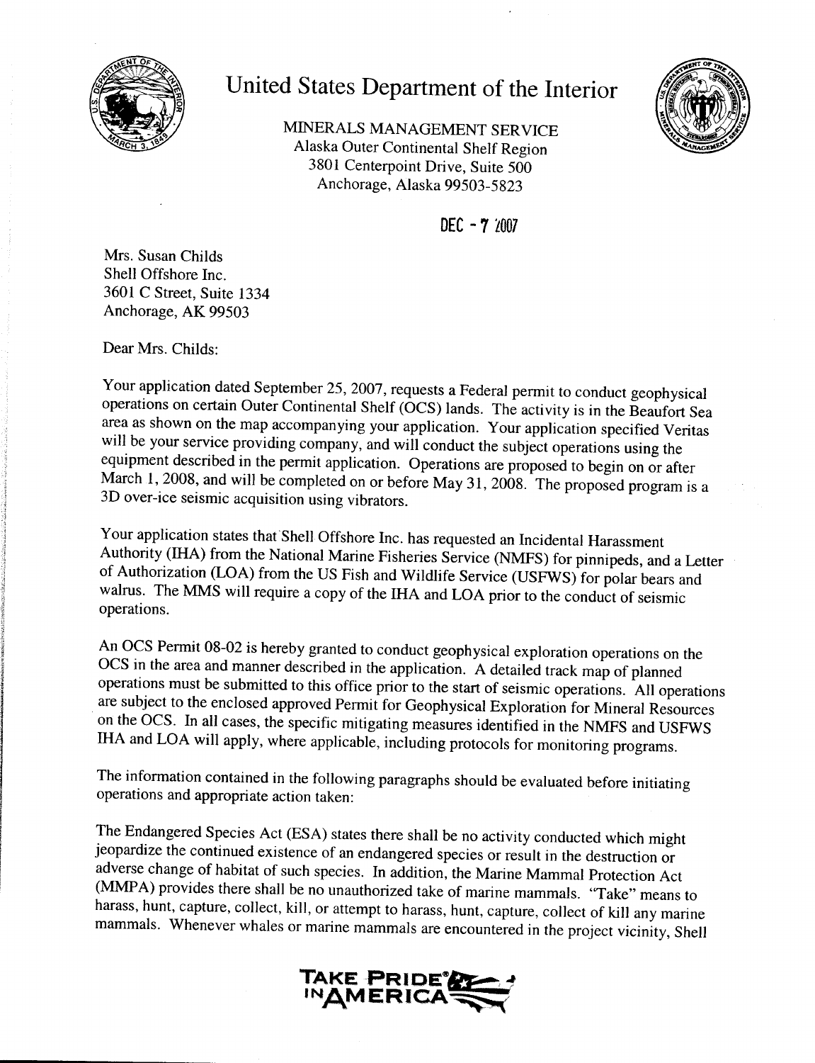# United States Department of the Interior

MINERALS MANAGEMENT SERVICE
Alaska Outer Continental Shelf Region
3801 Centerpoint Drive, Suite 500
Anchorage, Alaska 99503-5823

DEC - 7 2007

Mrs. Susan Childs
Shell Offshore Inc.
3601 C Street, Suite 1334
Anchorage, AK 99503

Dear Mrs. Childs:

Your application dated September 25, 2007, requests a Federal permit to conduct geophysical operations on certain Outer Continental Shelf (OCS) lands. The activity is in the Beaufort Sea area as shown on the map accompanying your application. Your application specified Veritas will be your service providing company, and will conduct the subject operations using the equipment described in the permit application. Operations are proposed to begin on or after March 1, 2008, and will be completed on or before May 31, 2008. The proposed program is a 3D over-ice seismic acquisition using vibrators.

Your application states that Shell Offshore Inc. has requested an Incidental Harassment Authority (IHA) from the National Marine Fisheries Service (NMFS) for pinnipeds, and a Letter of Authorization (LOA) from the US Fish and Wildlife Service (USFWS) for polar bears and walrus. The MMS will require a copy of the IHA and LOA prior to the conduct of seismic operations.

An OCS Permit 08-02 is hereby granted to conduct geophysical exploration operations on the OCS in the area and manner described in the application. A detailed track map of planned operations must be submitted to this office prior to the start of seismic operations. All operations are subject to the enclosed approved Permit for Geophysical Exploration for Mineral Resources on the OCS. In all cases, the specific mitigating measures identified in the NMFS and USFWS IHA and LOA will apply, where applicable, including protocols for monitoring programs.

The information contained in the following paragraphs should be evaluated before initiating operations and appropriate action taken:

The Endangered Species Act (ESA) states there shall be no activity conducted which might jeopardize the continued existence of an endangered species or result in the destruction or adverse change of habitat of such species. In addition, the Marine Mammal Protection Act (MMPA) provides there shall be no unauthorized take of marine mammals. "Take" means to harass, hunt, capture, collect, kill, or attempt to harass, hunt, capture, collect of kill any marine mammals. Whenever whales or marine mammals are encountered in the project vicinity, Shell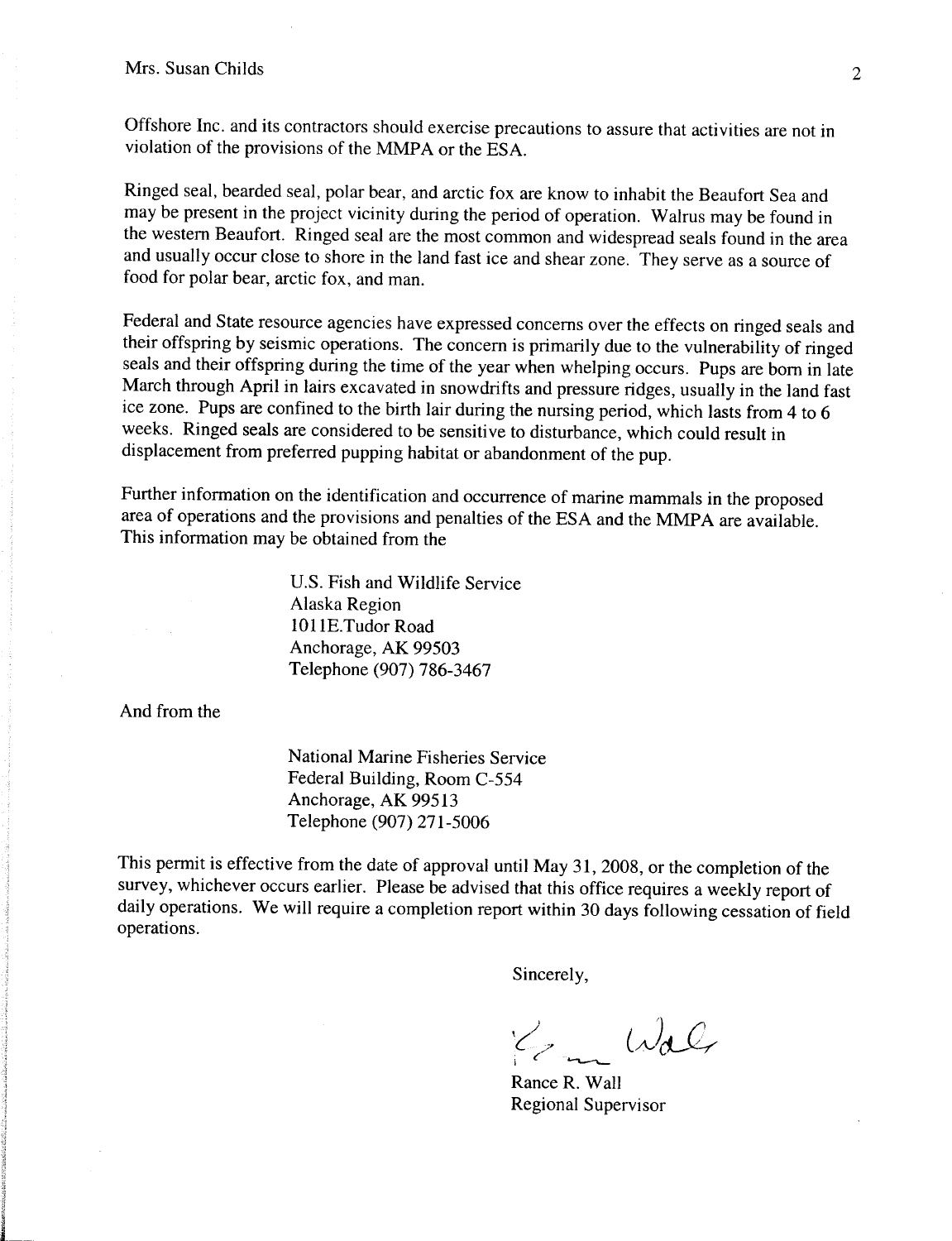Offshore Inc. and its contractors should exercise precautions to assure that activities are not in violation of the provisions of the MMPA or the ESA.

Ringed seal, bearded seal, polar bear, and arctic fox are know to inhabit the Beaufort Sea and may be present in the project vicinity during the period of operation. Walrus may be found in the western Beaufort. Ringed seal are the most common and widespread seals found in the area and usually occur close to shore in the land fast ice and shear zone. They serve as a source of food for polar bear, arctic fox, and man.

Federal and State resource agencies have expressed concerns over the effects on ringed seals and their offspring by seismic operations. The concern is primarily due to the vulnerability of ringed seals and their offspring during the time of the year when whelping occurs. Pups are born in late March through April in lairs excavated in snowdrifts and pressure ridges, usually in the land fast ice zone. Pups are confined to the birth lair during the nursing period, which lasts from 4 to 6 weeks. Ringed seals are considered to be sensitive to disturbance, which could result in displacement from preferred pupping habitat or abandonment of the pup.

Further information on the identification and occurrence of marine mammals in the proposed area of operations and the provisions and penalties of the ESA and the MMPA are available. This information may be obtained from the

> U.S. Fish and Wildlife Service
> Alaska Region
> 1011E.Tudor Road
> Anchorage, AK 99503
> Telephone (907) 786-3467

And from the

> National Marine Fisheries Service
> Federal Building, Room C-554
> Anchorage, AK 99513
> Telephone (907) 271-5006

This permit is effective from the date of approval until May 31, 2008, or the completion of the survey, whichever occurs earlier. Please be advised that this office requires a weekly report of daily operations. We will require a completion report within 30 days following cessation of field operations.

Sincerely,

Rance R. Wall
Regional Supervisor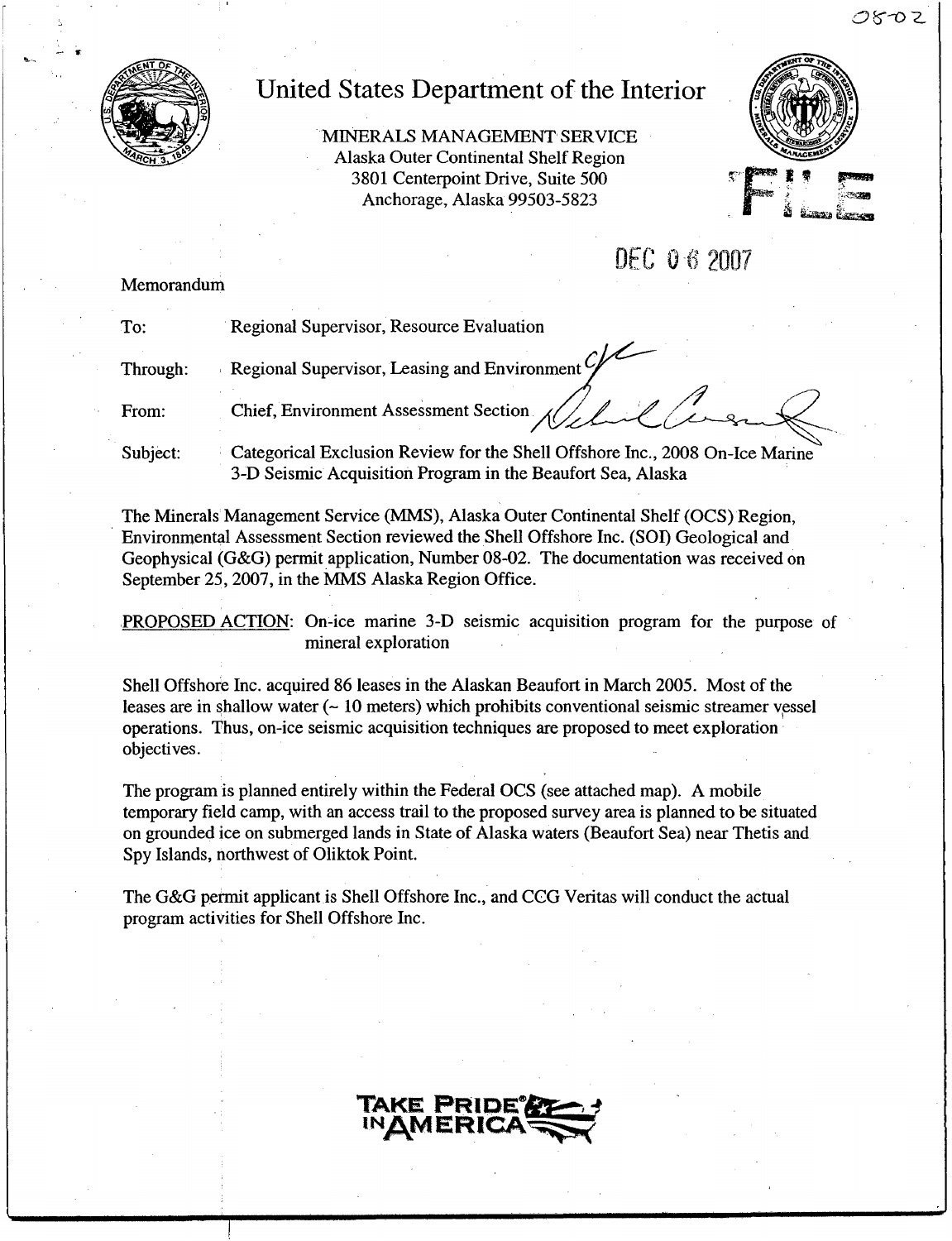08-02

# United States Department of the Interior

MINERALS MANAGEMENT SERVICE
Alaska Outer Continental Shelf Region
3801 Centerpoint Drive, Suite 500
Anchorage, Alaska 99503-5823

FILE

DEC 06 2007

Memorandum

To: Regional Supervisor, Resource Evaluation

Through: Regional Supervisor, Leasing and Environment

From: Chief, Environment Assessment Section

Subject: Categorical Exclusion Review for the Shell Offshore Inc., 2008 On-Ice Marine 3-D Seismic Acquisition Program in the Beaufort Sea, Alaska

The Minerals Management Service (MMS), Alaska Outer Continental Shelf (OCS) Region, Environmental Assessment Section reviewed the Shell Offshore Inc. (SOI) Geological and Geophysical (G&G) permit application, Number 08-02. The documentation was received on September 25, 2007, in the MMS Alaska Region Office.

PROPOSED ACTION: On-ice marine 3-D seismic acquisition program for the purpose of mineral exploration

Shell Offshore Inc. acquired 86 leases in the Alaskan Beaufort in March 2005. Most of the leases are in shallow water (~ 10 meters) which prohibits conventional seismic streamer vessel operations. Thus, on-ice seismic acquisition techniques are proposed to meet exploration objectives.

The program is planned entirely within the Federal OCS (see attached map). A mobile temporary field camp, with an access trail to the proposed survey area is planned to be situated on grounded ice on submerged lands in State of Alaska waters (Beaufort Sea) near Thetis and Spy Islands, northwest of Oliktok Point.

The G&G permit applicant is Shell Offshore Inc., and CGG Veritas will conduct the actual program activities for Shell Offshore Inc.

TAKE PRIDE® IN AMERICA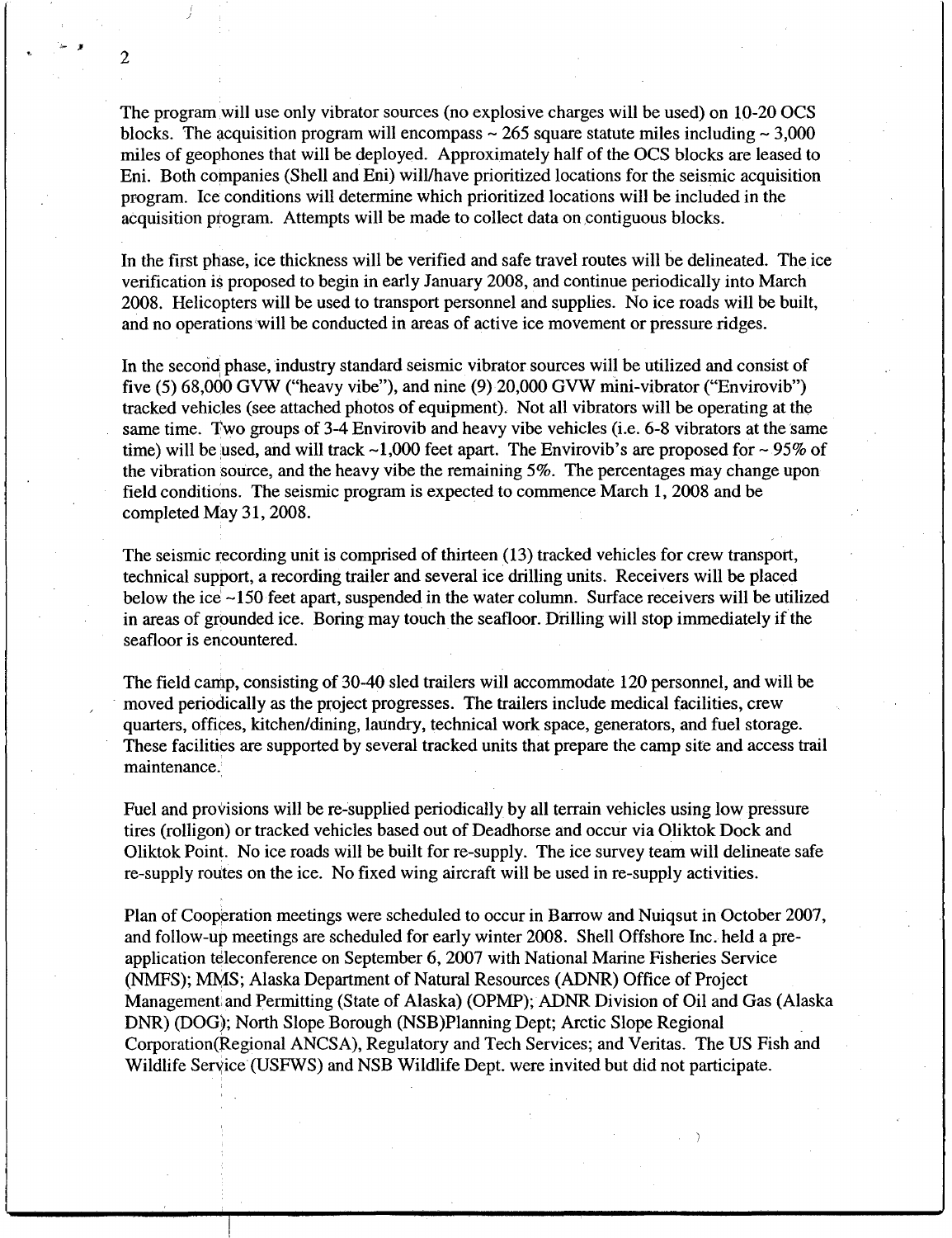The program will use only vibrator sources (no explosive charges will be used) on 10-20 OCS blocks. The acquisition program will encompass ~ 265 square statute miles including ~ 3,000 miles of geophones that will be deployed. Approximately half of the OCS blocks are leased to Eni. Both companies (Shell and Eni) will/have prioritized locations for the seismic acquisition program. Ice conditions will determine which prioritized locations will be included in the acquisition program. Attempts will be made to collect data on contiguous blocks.

In the first phase, ice thickness will be verified and safe travel routes will be delineated. The ice verification is proposed to begin in early January 2008, and continue periodically into March 2008. Helicopters will be used to transport personnel and supplies. No ice roads will be built, and no operations will be conducted in areas of active ice movement or pressure ridges.

In the second phase, industry standard seismic vibrator sources will be utilized and consist of five (5) 68,000 GVW ("heavy vibe"), and nine (9) 20,000 GVW mini-vibrator ("Envirovib") tracked vehicles (see attached photos of equipment). Not all vibrators will be operating at the same time. Two groups of 3-4 Envirovib and heavy vibe vehicles (i.e. 6-8 vibrators at the same time) will be used, and will track ~1,000 feet apart. The Envirovib's are proposed for ~ 95% of the vibration source, and the heavy vibe the remaining 5%. The percentages may change upon field conditions. The seismic program is expected to commence March 1, 2008 and be completed May 31, 2008.

The seismic recording unit is comprised of thirteen (13) tracked vehicles for crew transport, technical support, a recording trailer and several ice drilling units. Receivers will be placed below the ice ~150 feet apart, suspended in the water column. Surface receivers will be utilized in areas of grounded ice. Boring may touch the seafloor. Drilling will stop immediately if the seafloor is encountered.

The field camp, consisting of 30-40 sled trailers will accommodate 120 personnel, and will be moved periodically as the project progresses. The trailers include medical facilities, crew quarters, offices, kitchen/dining, laundry, technical work space, generators, and fuel storage. These facilities are supported by several tracked units that prepare the camp site and access trail maintenance.

Fuel and provisions will be re-supplied periodically by all terrain vehicles using low pressure tires (rolligon) or tracked vehicles based out of Deadhorse and occur via Oliktok Dock and Oliktok Point. No ice roads will be built for re-supply. The ice survey team will delineate safe re-supply routes on the ice. No fixed wing aircraft will be used in re-supply activities.

Plan of Cooperation meetings were scheduled to occur in Barrow and Nuiqsut in October 2007, and follow-up meetings are scheduled for early winter 2008. Shell Offshore Inc. held a pre-application teleconference on September 6, 2007 with National Marine Fisheries Service (NMFS); MMS; Alaska Department of Natural Resources (ADNR) Office of Project Management and Permitting (State of Alaska) (OPMP); ADNR Division of Oil and Gas (Alaska DNR) (DOG); North Slope Borough (NSB)Planning Dept; Arctic Slope Regional Corporation(Regional ANCSA), Regulatory and Tech Services; and Veritas. The US Fish and Wildlife Service (USFWS) and NSB Wildlife Dept. were invited but did not participate.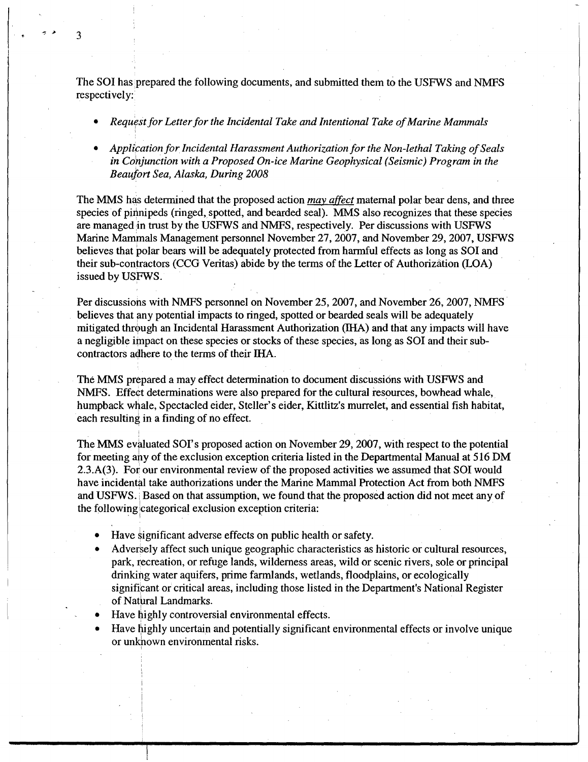The SOI has prepared the following documents, and submitted them to the USFWS and NMFS respectively:

- *Request for Letter for the Incidental Take and Intentional Take of Marine Mammals*
- *Application for Incidental Harassment Authorization for the Non-lethal Taking of Seals in Conjunction with a Proposed On-ice Marine Geophysical (Seismic) Program in the Beaufort Sea, Alaska, During 2008*

The MMS has determined that the proposed action *may affect* maternal polar bear dens, and three species of pinnipeds (ringed, spotted, and bearded seal). MMS also recognizes that these species are managed in trust by the USFWS and NMFS, respectively. Per discussions with USFWS Marine Mammals Management personnel November 27, 2007, and November 29, 2007, USFWS believes that polar bears will be adequately protected from harmful effects as long as SOI and their sub-contractors (CCG Veritas) abide by the terms of the Letter of Authorization (LOA) issued by USFWS.

Per discussions with NMFS personnel on November 25, 2007, and November 26, 2007, NMFS believes that any potential impacts to ringed, spotted or bearded seals will be adequately mitigated through an Incidental Harassment Authorization (IHA) and that any impacts will have a negligible impact on these species or stocks of these species, as long as SOI and their sub-contractors adhere to the terms of their IHA.

The MMS prepared a may effect determination to document discussions with USFWS and NMFS. Effect determinations were also prepared for the cultural resources, bowhead whale, humpback whale, Spectacled eider, Steller's eider, Kittlitz's murrelet, and essential fish habitat, each resulting in a finding of no effect.

The MMS evaluated SOI's proposed action on November 29, 2007, with respect to the potential for meeting any of the exclusion exception criteria listed in the Departmental Manual at 516 DM 2.3.A(3). For our environmental review of the proposed activities we assumed that SOI would have incidental take authorizations under the Marine Mammal Protection Act from both NMFS and USFWS. Based on that assumption, we found that the proposed action did not meet any of the following categorical exclusion exception criteria:

- Have significant adverse effects on public health or safety.
- Adversely affect such unique geographic characteristics as historic or cultural resources, park, recreation, or refuge lands, wilderness areas, wild or scenic rivers, sole or principal drinking water aquifers, prime farmlands, wetlands, floodplains, or ecologically significant or critical areas, including those listed in the Department's National Register of Natural Landmarks.
- Have highly controversial environmental effects.
- Have highly uncertain and potentially significant environmental effects or involve unique or unknown environmental risks.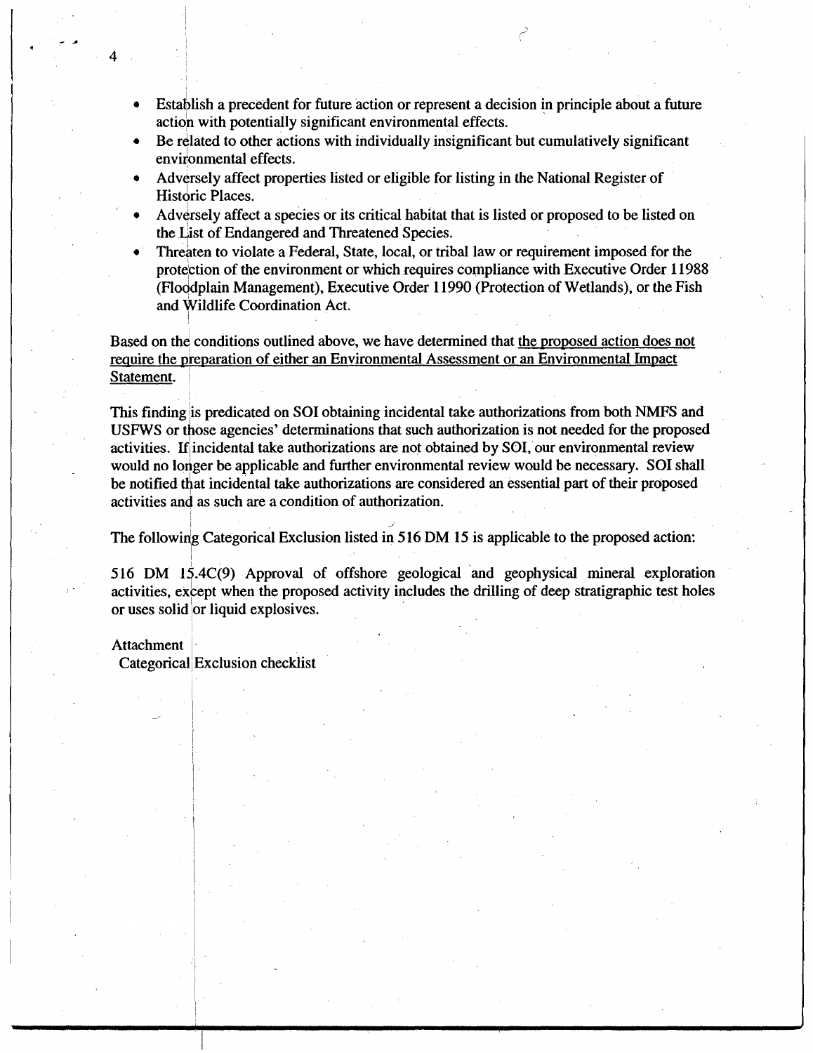- Establish a precedent for future action or represent a decision in principle about a future action with potentially significant environmental effects.
- Be related to other actions with individually insignificant but cumulatively significant environmental effects.
- Adversely affect properties listed or eligible for listing in the National Register of Historic Places.
- Adversely affect a species or its critical habitat that is listed or proposed to be listed on the List of Endangered and Threatened Species.
- Threaten to violate a Federal, State, local, or tribal law or requirement imposed for the protection of the environment or which requires compliance with Executive Order 11988 (Floodplain Management), Executive Order 11990 (Protection of Wetlands), or the Fish and Wildlife Coordination Act.

Based on the conditions outlined above, we have determined that the proposed action does not require the preparation of either an Environmental Assessment or an Environmental Impact Statement.

This finding is predicated on SOI obtaining incidental take authorizations from both NMFS and USFWS or those agencies' determinations that such authorization is not needed for the proposed activities. If incidental take authorizations are not obtained by SOI, our environmental review would no longer be applicable and further environmental review would be necessary. SOI shall be notified that incidental take authorizations are considered an essential part of their proposed activities and as such are a condition of authorization.

The following Categorical Exclusion listed in 516 DM 15 is applicable to the proposed action:

516 DM 15.4C(9) Approval of offshore geological and geophysical mineral exploration activities, except when the proposed activity includes the drilling of deep stratigraphic test holes or uses solid or liquid explosives.

Attachment
Categorical Exclusion checklist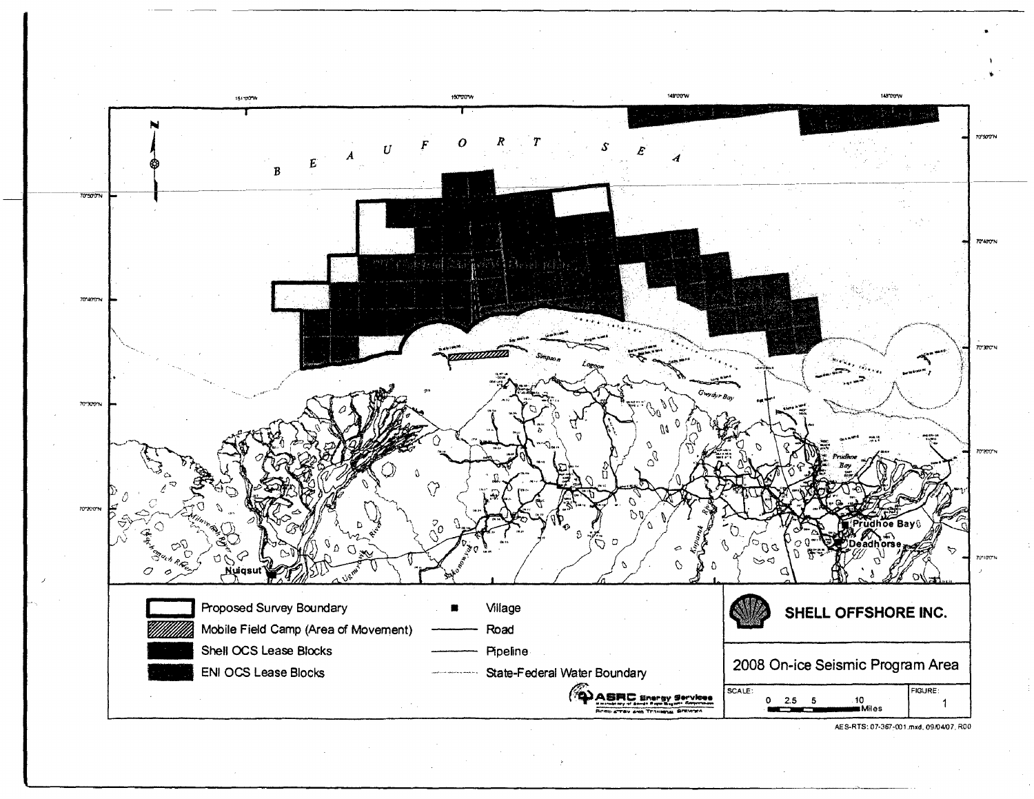BEAUFORT SEA

Proposed Survey Boundary

Mobile Field Camp (Area of Movement)

Shell OCS Lease Blocks

ENI OCS Lease Blocks

Village

Road

Pipeline

State-Federal Water Boundary

Nuiqsut

Prudhoe Bay

Deadhorse

Simpson Lagoon

Gwydyr Bay

ASRC Energy Services

**SHELL OFFSHORE INC.**

2008 On-ice Seismic Program Area

SCALE: 0 2.5 5 10 Miles

FIGURE: 1

AES-RTS: 07-367-001.mxd, 09/04/07, R00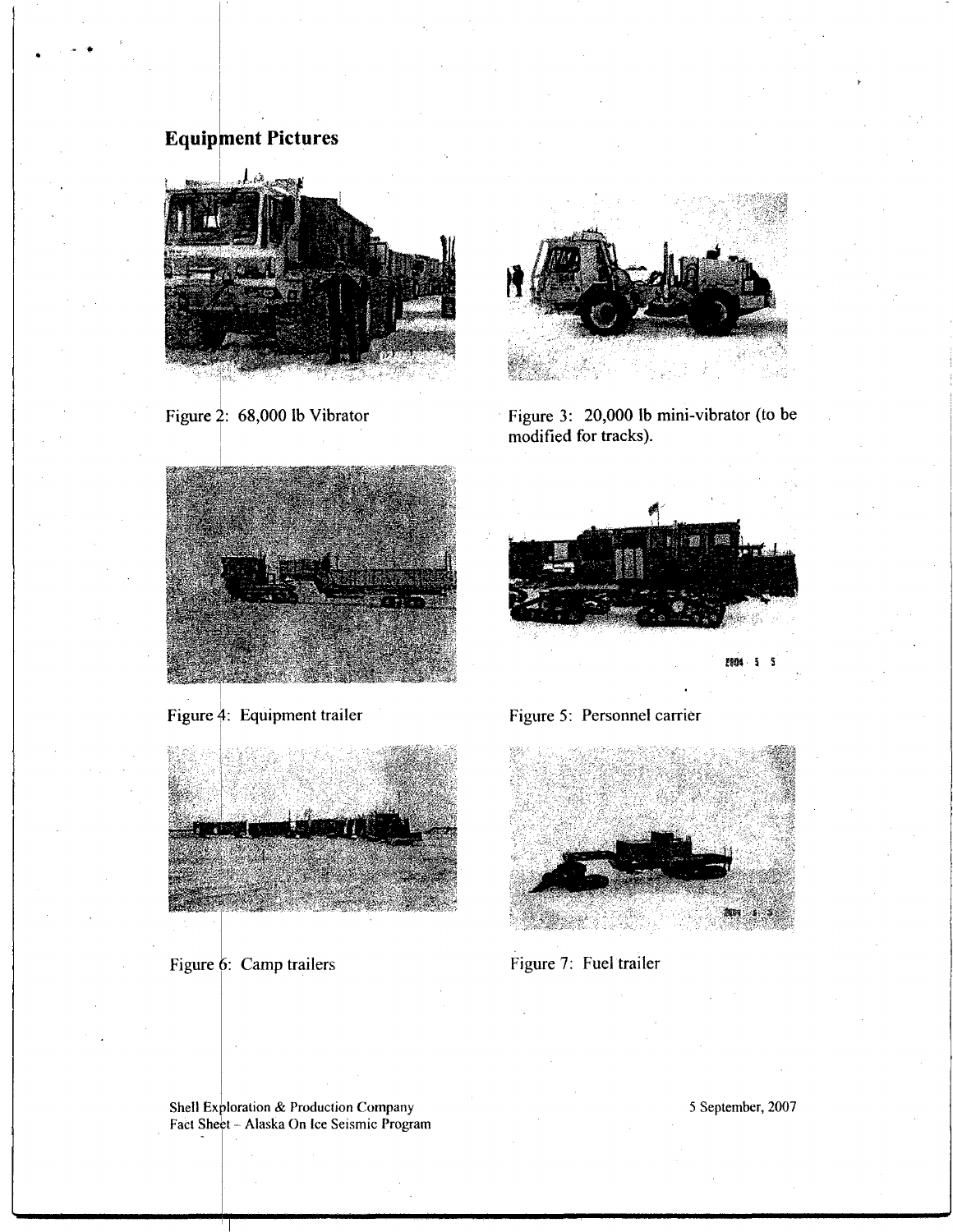## Equipment Pictures

Figure 2: 68,000 lb Vibrator

Figure 3: 20,000 lb mini-vibrator (to be modified for tracks).

Figure 4: Equipment trailer

Figure 5: Personnel carrier

Figure 6: Camp trailers

Figure 7: Fuel trailer

Shell Exploration & Production Company
Fact Sheet – Alaska On Ice Seismic Program

5 September, 2007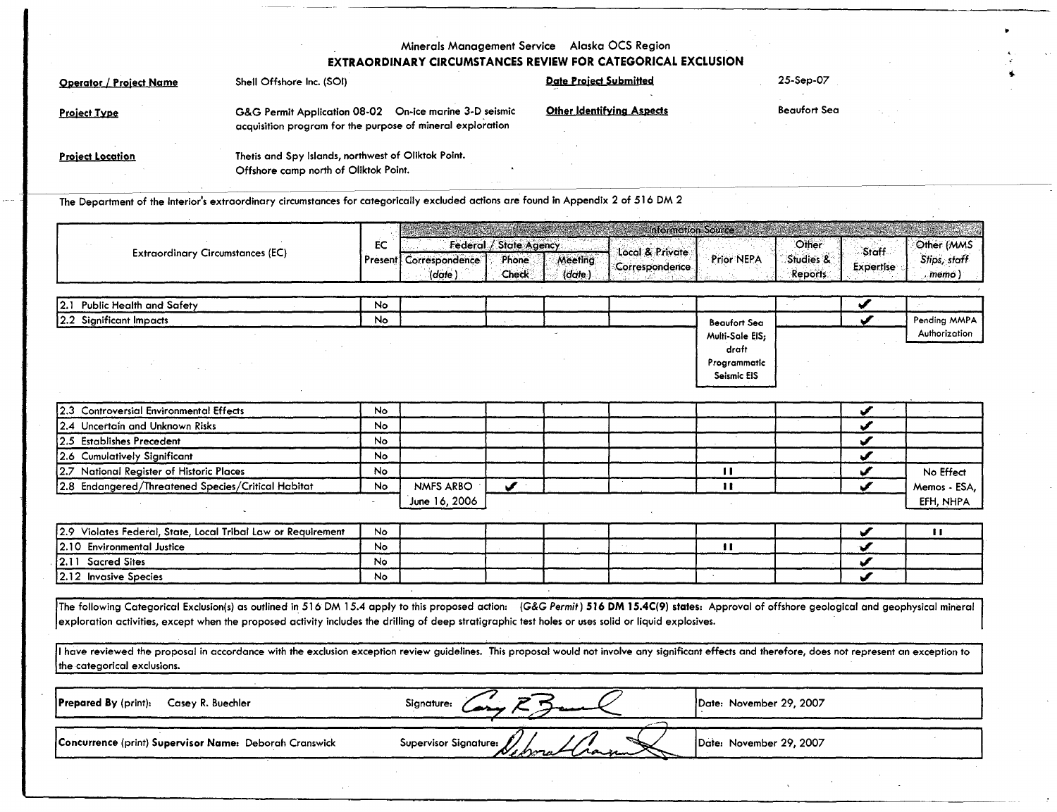Minerals Management Service Alaska OCS Region

**EXTRAORDINARY CIRCUMSTANCES REVIEW FOR CATEGORICAL EXCLUSION**

| | | | |
|---|---|---|---|
| **Operator / Project Name** | Shell Offshore Inc. (SOI) | **Date Project Submitted** | 25-Sep-07 |
| **Project Type** | G&G Permit Application 08-02 On-ice marine 3-D seismic acquisition program for the purpose of mineral exploration | **Other Identifying Aspects** | Beaufort Sea |
| **Project Location** | Thetis and Spy Islands, northwest of Oliktok Point. Offshore camp north of Oliktok Point. | | |

The Department of the Interior's extraordinary circumstances for categorically excluded actions are found in Appendix 2 of 516 DM 2

| Extraordinary Circumstances (EC) | EC Present | Information Source | | | | | | | |
|---|---|---|---|---|---|---|---|---|---|
| | | Federal / State Agency | | | Local & Private Correspondence | Prior NEPA | Other Studies & Reports | Staff Expertise | Other (MMS Stips, staff memo) |
| | | Correspondence (date) | Phone Check | Meeting (date) | | | | | |
| 2.1 Public Health and Safety | No | | | | | | | ✓ | |
| 2.2 Significant Impacts | No | | | | | Beaufort Sea Multi-Sale EIS; draft Programmatic Seismic EIS | | ✓ | Pending MMPA Authorization |
| 2.3 Controversial Environmental Effects | No | | | | | | | ✓ | |
| 2.4 Uncertain and Unknown Risks | No | | | | | | | ✓ | |
| 2.5 Establishes Precedent | No | | | | | | | ✓ | |
| 2.6 Cumulatively Significant | No | | | | | | | ✓ | |
| 2.7 National Register of Historic Places | No | | | | | " | | ✓ | No Effect Memos - ESA, EFH, NHPA |
| 2.8 Endangered/Threatened Species/Critical Habitat | No | NMFS ARBO June 16, 2006 | ✓ | | | " | | ✓ | |
| 2.9 Violates Federal, State, Local Tribal Law or Requirement | No | | | | | | | ✓ | " |
| 2.10 Environmental Justice | No | | | | | " | | ✓ | |
| 2.11 Sacred Sites | No | | | | | | | ✓ | |
| 2.12 Invasive Species | No | | | | | | | ✓ | |

The following Categorical Exclusion(s) as outlined in 516 DM 15.4 apply to this proposed action: (*G&G Permit*) **516 DM 15.4C(9) states:** Approval of offshore geological and geophysical mineral exploration activities, except when the proposed activity includes the drilling of deep stratigraphic test holes or uses solid or liquid explosives.

I have reviewed the proposal in accordance with the exclusion exception review guidelines. This proposal would not involve any significant effects and therefore, does not represent an exception to the categorical exclusions.

| | | |
|---|---|---|
| **Prepared By** (print): Casey R. Buechler | Signature: [signature] | Date: November 29, 2007 |
| **Concurrence** (print) **Supervisor Name:** Deborah Cranswick | Supervisor Signature: [signature] | Date: November 29, 2007 |